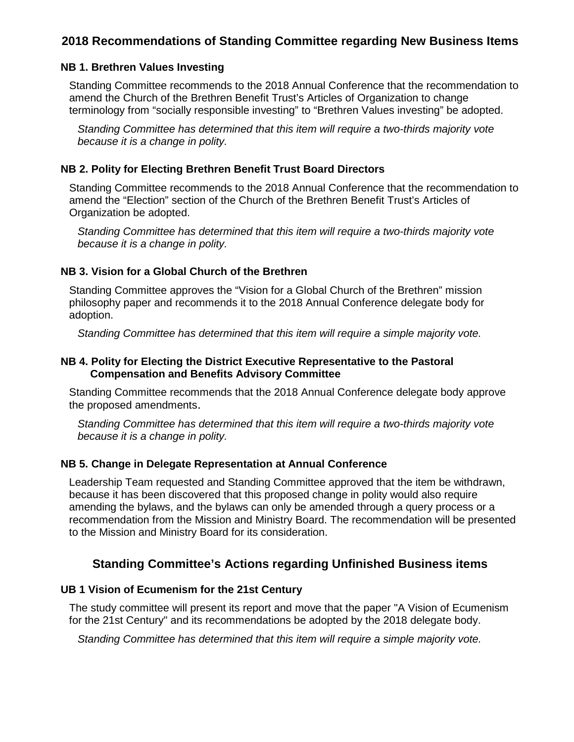## 2018 Recommendations of Standing Committee regarding New Business Items

### NB 1. Brethren Values Investing

Standing Committee recommends to the 2018 Annual Conference that the recommendation to amend the Church of the Brethren Benefit Trust's Articles of Organization to change terminology from "socially responsible investing" to "Brethren Values investing" be adopted.

*Standing Committee has determined that this item will require a two-thirds majority vote because it is a change in polity.*

### NB 2. Polity for Electing Brethren Benefit Trust Board Directors

Standing Committee recommends to the 2018 Annual Conference that the recommendation to amend the "Election" section of the Church of the Brethren Benefit Trust's Articles of Organization be adopted.

*Standing Committee has determined that this item will require a two-thirds majority vote because it is a change in polity.*

### NB 3. Vision for a Global Church of the Brethren

Standing Committee approves the "Vision for a Global Church of the Brethren" mission philosophy paper and recommends it to the 2018 Annual Conference delegate body for adoption.

*Standing Committee has determined that this item will require a simple majority vote.*

### NB 4. Polity for Electing the District Executive Representative to the Pastoral Compensation and Benefits Advisory Committee

Standing Committee recommends that the 2018 Annual Conference delegate body approve the proposed amendments.

*Standing Committee has determined that this item will require a two-thirds majority vote because it is a change in polity.*

### NB 5. Change in Delegate Representation at Annual Conference

Leadership Team requested and Standing Committee approved that the item be withdrawn, because it has been discovered that this proposed change in polity would also require amending the bylaws, and the bylaws can only be amended through a query process or a recommendation from the Mission and Ministry Board. The recommendation will be presented to the Mission and Ministry Board for its consideration.

## Standing Committee's Actions regarding Unfinished Business items

### UB 1 Vision of Ecumenism for the 21st Century

The study committee will present its report and move that the paper "A Vision of Ecumenism for the 21st Century" and its recommendations be adopted by the 2018 delegate body.

*Standing Committee has determined that this item will require a simple majority vote.*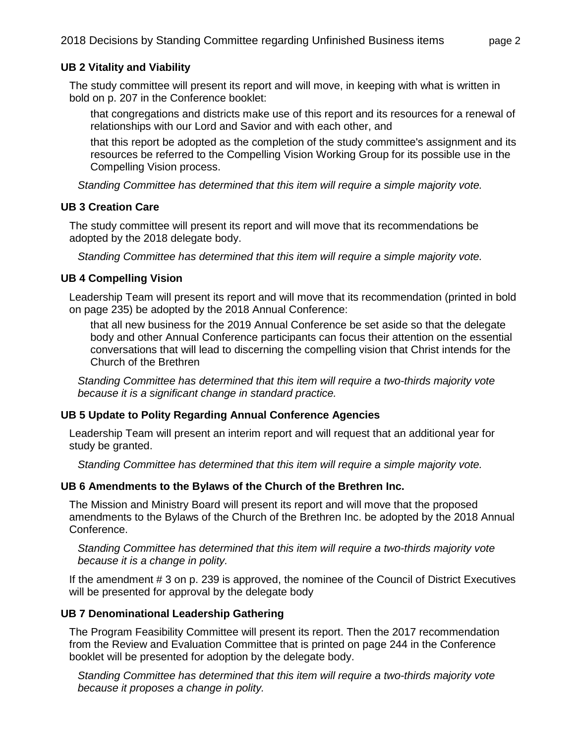### UB 2 Vitality and Viability

The study committee will present its report and will move, in keeping with what is written in bold on p. 207 in the Conference booklet:

> that congregations and districts make use of this report and its resources for a renewal of relationships with our Lord and Savior and with each other, and
>
> that this report be adopted as the completion of the study committee's assignment and its resources be referred to the Compelling Vision Working Group for its possible use in the Compelling Vision process.

*Standing Committee has determined that this item will require a simple majority vote.*

### UB 3 Creation Care

The study committee will present its report and will move that its recommendations be adopted by the 2018 delegate body.

*Standing Committee has determined that this item will require a simple majority vote.*

### UB 4 Compelling Vision

Leadership Team will present its report and will move that its recommendation (printed in bold on page 235) be adopted by the 2018 Annual Conference:

> that all new business for the 2019 Annual Conference be set aside so that the delegate body and other Annual Conference participants can focus their attention on the essential conversations that will lead to discerning the compelling vision that Christ intends for the Church of the Brethren

*Standing Committee has determined that this item will require a two-thirds majority vote because it is a significant change in standard practice.*

### UB 5 Update to Polity Regarding Annual Conference Agencies

Leadership Team will present an interim report and will request that an additional year for study be granted.

*Standing Committee has determined that this item will require a simple majority vote.*

### UB 6 Amendments to the Bylaws of the Church of the Brethren Inc.

The Mission and Ministry Board will present its report and will move that the proposed amendments to the Bylaws of the Church of the Brethren Inc. be adopted by the 2018 Annual Conference.

*Standing Committee has determined that this item will require a two-thirds majority vote because it is a change in polity.*

If the amendment # 3 on p. 239 is approved, the nominee of the Council of District Executives will be presented for approval by the delegate body

### UB 7 Denominational Leadership Gathering

The Program Feasibility Committee will present its report. Then the 2017 recommendation from the Review and Evaluation Committee that is printed on page 244 in the Conference booklet will be presented for adoption by the delegate body.

*Standing Committee has determined that this item will require a two-thirds majority vote because it proposes a change in polity.*